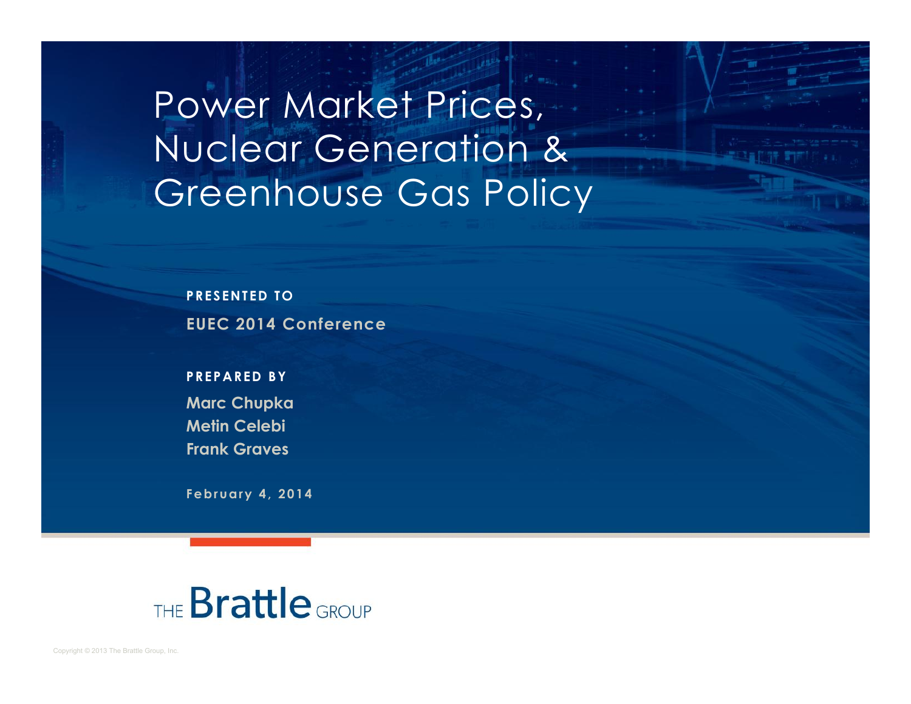# Power Market Prices, Nuclear Generation & Greenhouse Gas Policy

**PRESENTED TO**

**EUEC 2014 Conference**

**PREPARED BY**

**Marc Chupka**
**Metin Celebi**
**Frank Graves**

**February 4, 2014**

THE Brattle GROUP

Copyright © 2013 The Brattle Group, Inc.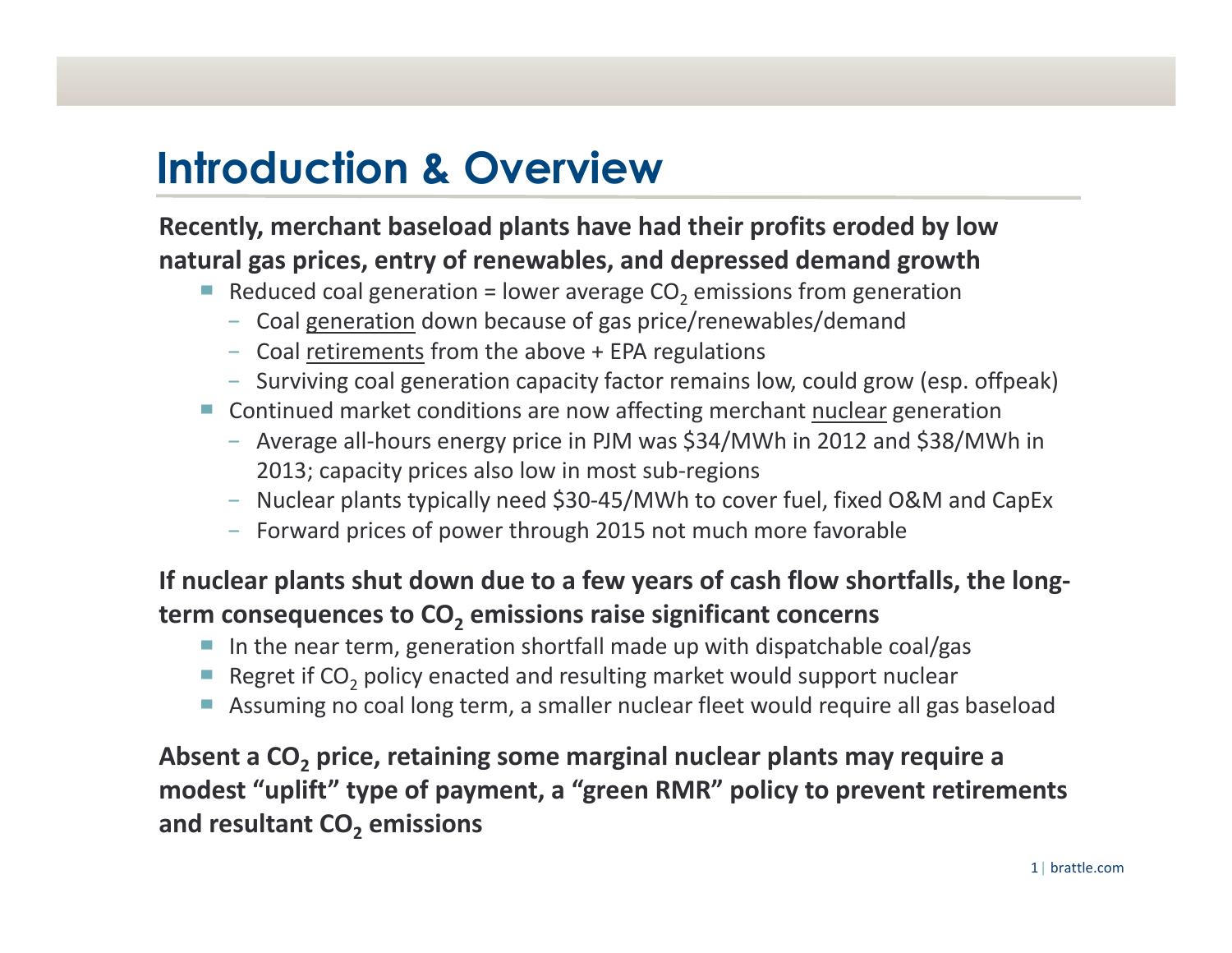# Introduction & Overview

**Recently, merchant baseload plants have had their profits eroded by low natural gas prices, entry of renewables, and depressed demand growth**

- Reduced coal generation = lower average $CO_2$ emissions from generation
  - Coal <u>generation</u> down because of gas price/renewables/demand
  - Coal <u>retirements</u> from the above + EPA regulations
  - Surviving coal generation capacity factor remains low, could grow (esp. offpeak)
- Continued market conditions are now affecting merchant <u>nuclear</u> generation
  - Average all-hours energy price in PJM was $34/MWh in 2012 and $38/MWh in 2013; capacity prices also low in most sub-regions
  - Nuclear plants typically need $30-45/MWh to cover fuel, fixed O&M and CapEx
  - Forward prices of power through 2015 not much more favorable

**If nuclear plants shut down due to a few years of cash flow shortfalls, the long-term consequences to $CO_2$ emissions raise significant concerns**

- In the near term, generation shortfall made up with dispatchable coal/gas
- Regret if $CO_2$ policy enacted and resulting market would support nuclear
- Assuming no coal long term, a smaller nuclear fleet would require all gas baseload

**Absent a $CO_2$ price, retaining some marginal nuclear plants may require a modest "uplift" type of payment, a "green RMR" policy to prevent retirements and resultant $CO_2$ emissions**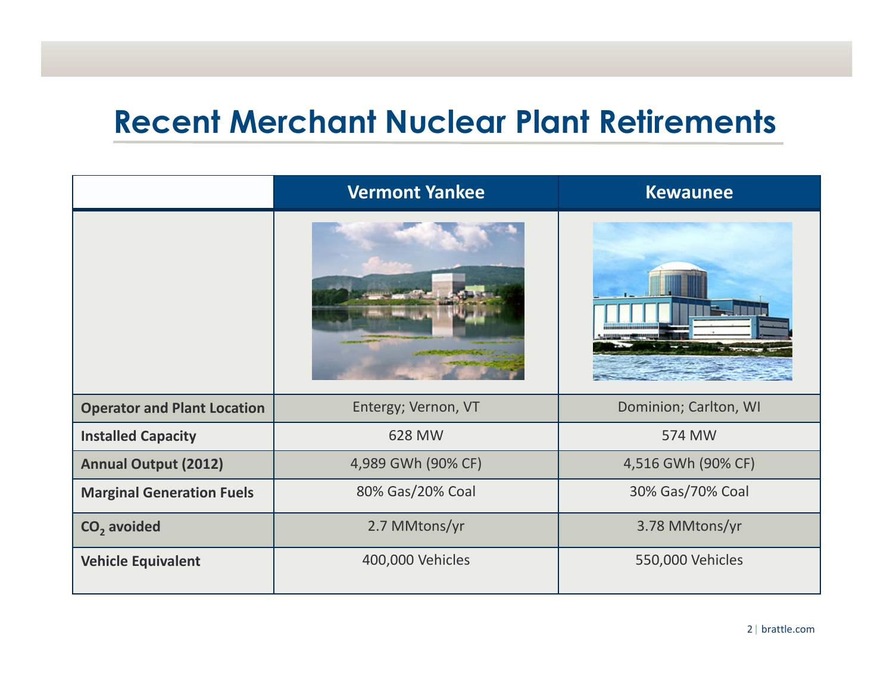# Recent Merchant Nuclear Plant Retirements

| | Vermont Yankee | Kewaunee |
|---|---|---|
| **Operator and Plant Location** | Entergy; Vernon, VT | Dominion; Carlton, WI |
| **Installed Capacity** | 628 MW | 574 MW |
| **Annual Output (2012)** | 4,989 GWh (90% CF) | 4,516 GWh (90% CF) |
| **Marginal Generation Fuels** | 80% Gas/20% Coal | 30% Gas/70% Coal |
| **$CO_2$ avoided** | 2.7 MMtons/yr | 3.78 MMtons/yr |
| **Vehicle Equivalent** | 400,000 Vehicles | 550,000 Vehicles |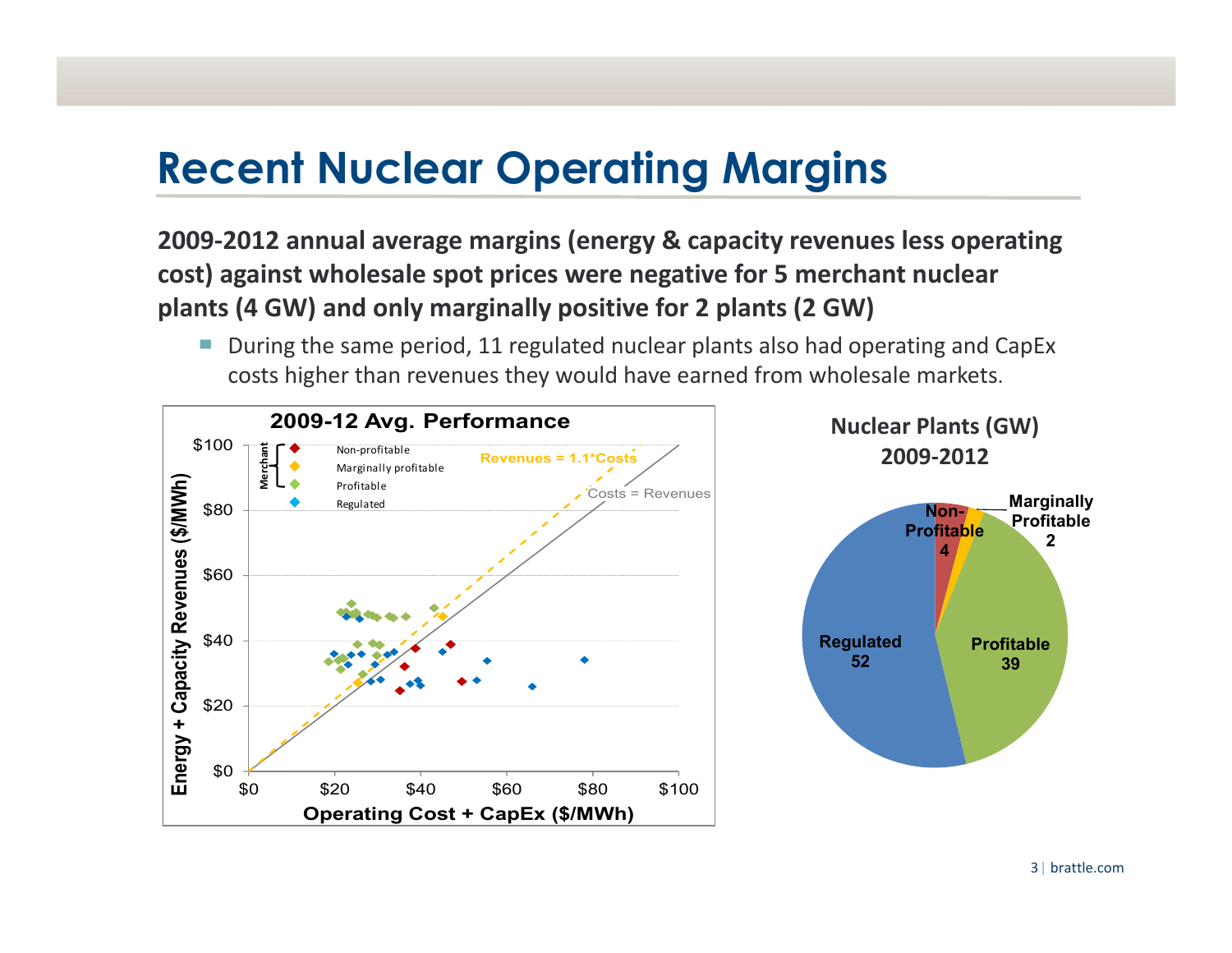# Recent Nuclear Operating Margins

**2009-2012 annual average margins (energy & capacity revenues less operating cost) against wholesale spot prices were negative for 5 merchant nuclear plants (4 GW) and only marginally positive for 2 plants (2 GW)**

- During the same period, 11 regulated nuclear plants also had operating and CapEx costs higher than revenues they would have earned from wholesale markets.

**2009-12 Avg. Performance**

Merchant: Non-profitable; Marginally profitable; Profitable. Regulated.

Revenues = 1.1*Costs

Costs = Revenues

Energy + Capacity Revenues ($/MWh)

Operating Cost + CapEx ($/MWh)

**Nuclear Plants (GW) 2009-2012**

| Category | GW |
| --- | --- |
| Non-Profitable | 4 |
| Marginally Profitable | 2 |
| Profitable | 39 |
| Regulated | 52 |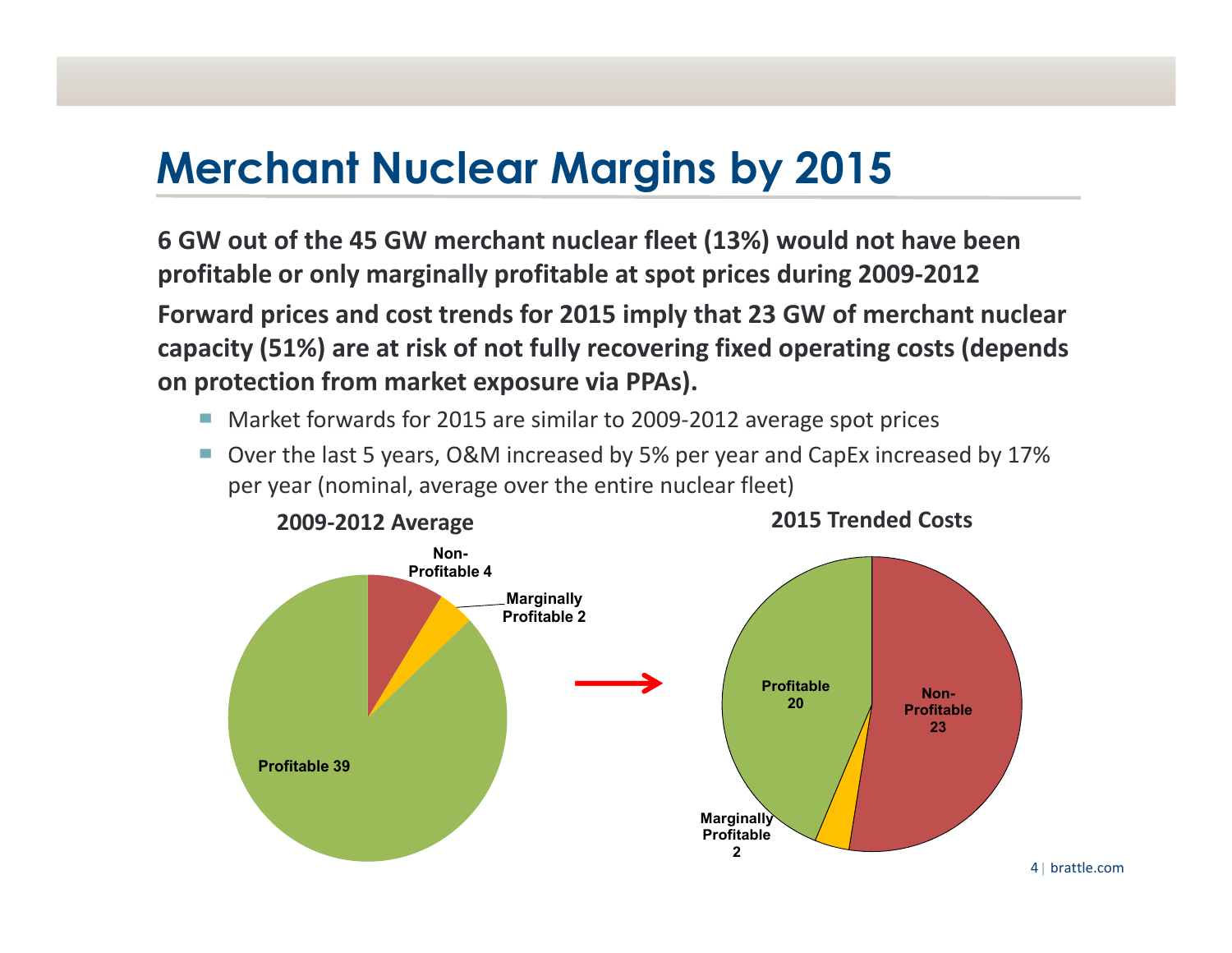# Merchant Nuclear Margins by 2015

**6 GW out of the 45 GW merchant nuclear fleet (13%) would not have been profitable or only marginally profitable at spot prices during 2009-2012**

**Forward prices and cost trends for 2015 imply that 23 GW of merchant nuclear capacity (51%) are at risk of not fully recovering fixed operating costs (depends on protection from market exposure via PPAs).**

- Market forwards for 2015 are similar to 2009-2012 average spot prices
- Over the last 5 years, O&M increased by 5% per year and CapEx increased by 17% per year (nominal, average over the entire nuclear fleet)

**2009-2012 Average**

Non-Profitable 4

Marginally Profitable 2

Profitable 39

**2015 Trended Costs**

Profitable 20

Non-Profitable 23

Marginally Profitable 2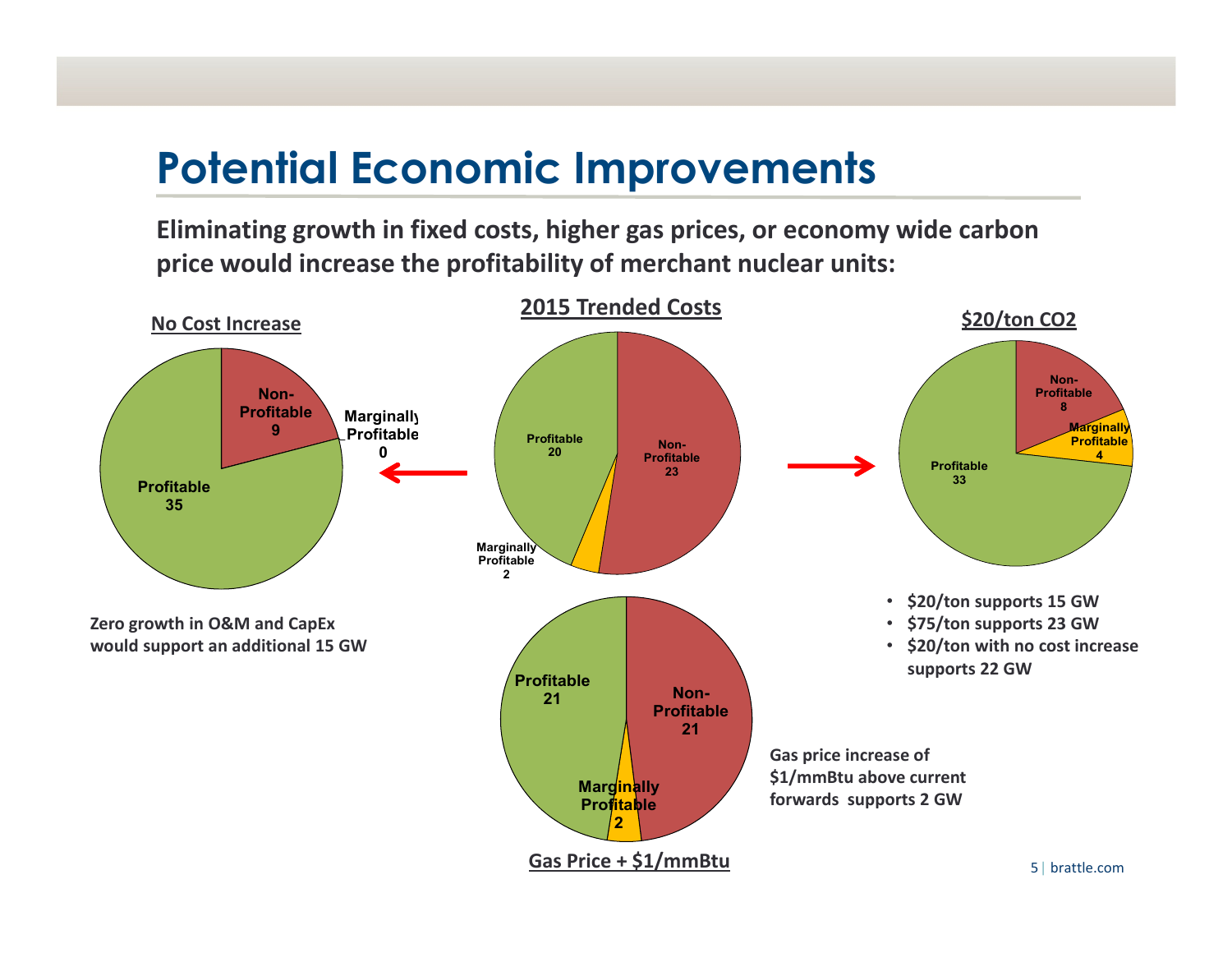# Potential Economic Improvements

**Eliminating growth in fixed costs, higher gas prices, or economy wide carbon price would increase the profitability of merchant nuclear units:**

**No Cost Increase**

| Category | Value |
|---|---|
| Non-Profitable | 9 |
| Marginally Profitable | 0 |
| Profitable | 35 |

**Zero growth in O&M and CapEx would support an additional 15 GW**

**2015 Trended Costs**

| Category | Value |
|---|---|
| Profitable | 20 |
| Non-Profitable | 23 |
| Marginally Profitable | 2 |

**$20/ton CO2**

| Category | Value |
|---|---|
| Non-Profitable | 8 |
| Marginally Profitable | 4 |
| Profitable | 33 |

- **$20/ton supports 15 GW**
- **$75/ton supports 23 GW**
- **$20/ton with no cost increase supports 22 GW**

**Gas Price + $1/mmBtu**

| Category | Value |
|---|---|
| Profitable | 21 |
| Non-Profitable | 21 |
| Marginally Profitable | 2 |

**Gas price increase of $1/mmBtu above current forwards supports 2 GW**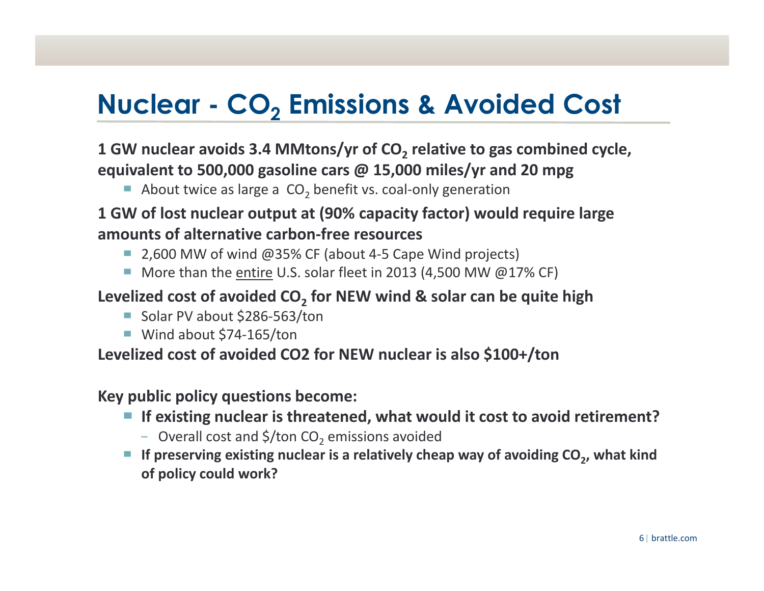# Nuclear - $CO_2$ Emissions & Avoided Cost

**1 GW nuclear avoids 3.4 MMtons/yr of $CO_2$ relative to gas combined cycle, equivalent to 500,000 gasoline cars @ 15,000 miles/yr and 20 mpg**

- About twice as large a $CO_2$ benefit vs. coal-only generation

**1 GW of lost nuclear output at (90% capacity factor) would require large amounts of alternative carbon-free resources**

- 2,600 MW of wind @35% CF (about 4-5 Cape Wind projects)
- More than the entire U.S. solar fleet in 2013 (4,500 MW @17% CF)

**Levelized cost of avoided $CO_2$ for NEW wind & solar can be quite high**

- Solar PV about $286-563/ton
- Wind about $74-165/ton

**Levelized cost of avoided CO2 for NEW nuclear is also $100+/ton**

**Key public policy questions become:**

- **If existing nuclear is threatened, what would it cost to avoid retirement?**
  - Overall cost and $/ton $CO_2$ emissions avoided
- **If preserving existing nuclear is a relatively cheap way of avoiding $CO_2$, what kind of policy could work?**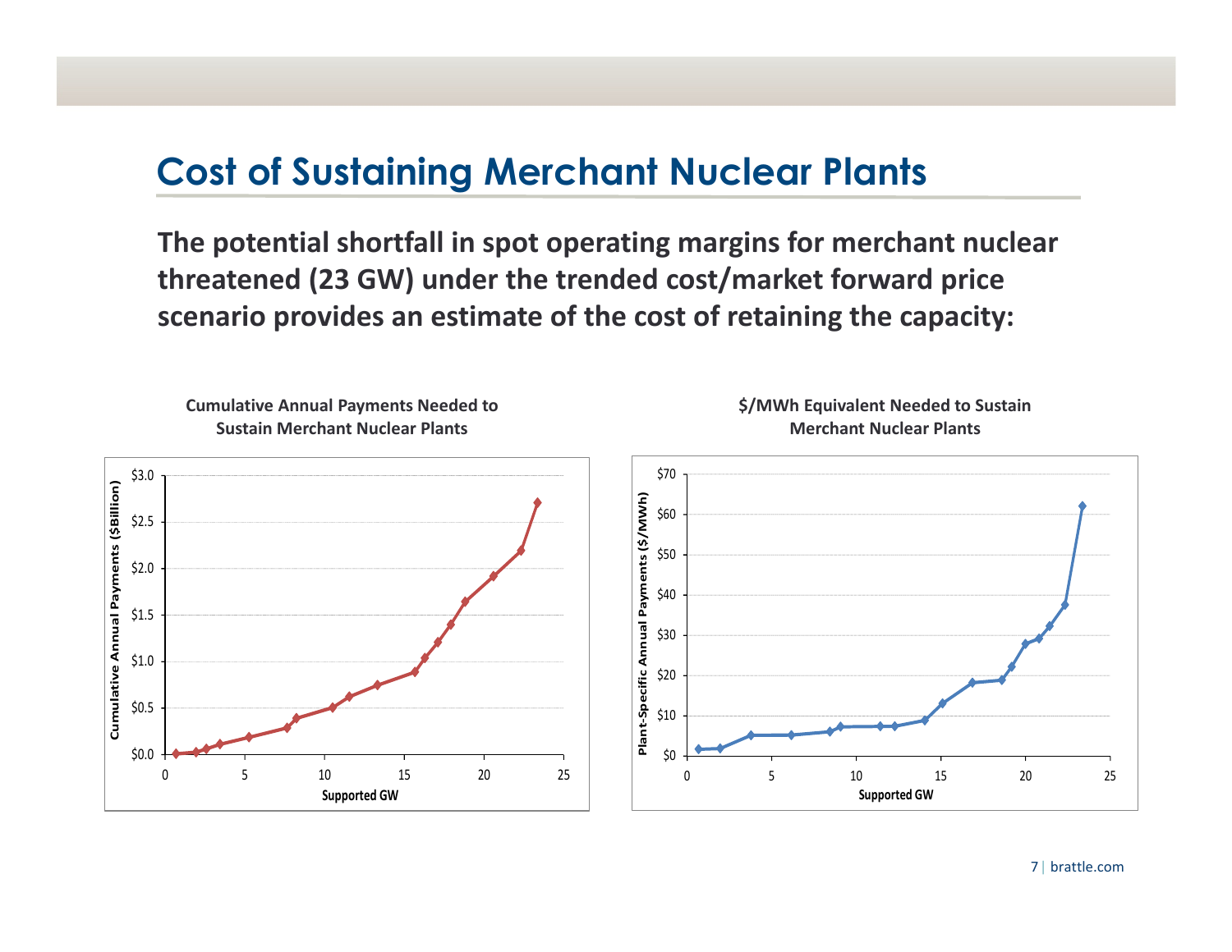# Cost of Sustaining Merchant Nuclear Plants

**The potential shortfall in spot operating margins for merchant nuclear threatened (23 GW) under the trended cost/market forward price scenario provides an estimate of the cost of retaining the capacity:**

**Cumulative Annual Payments Needed to Sustain Merchant Nuclear Plants**

**$/MWh Equivalent Needed to Sustain Merchant Nuclear Plants**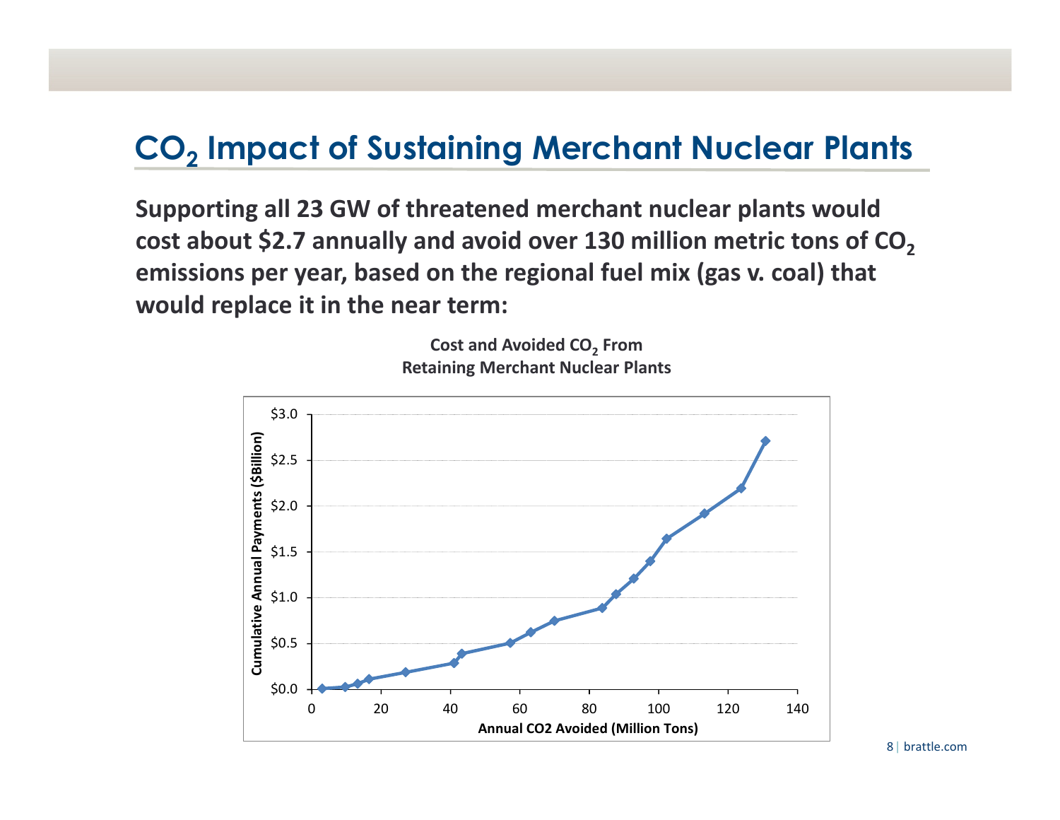# $CO_2$ Impact of Sustaining Merchant Nuclear Plants

**Supporting all 23 GW of threatened merchant nuclear plants would cost about \$2.7 annually and avoid over 130 million metric tons of $CO_2$ emissions per year, based on the regional fuel mix (gas v. coal) that would replace it in the near term:**

**Cost and Avoided $CO_2$ From Retaining Merchant Nuclear Plants**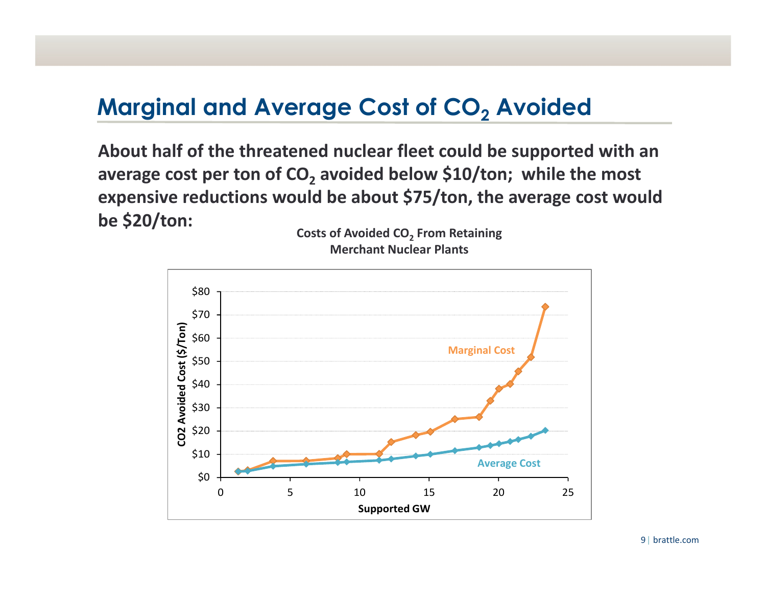# Marginal and Average Cost of $CO_2$ Avoided

**About half of the threatened nuclear fleet could be supported with an average cost per ton of $CO_2$ avoided below $10/ton; while the most expensive reductions would be about $75/ton, the average cost would be $20/ton:**

**Costs of Avoided $CO_2$ From Retaining Merchant Nuclear Plants**

Marginal Cost

Average Cost

CO2 Avoided Cost ($/Ton)

$0, $10, $20, $30, $40, $50, $60, $70, $80

Supported GW

0, 5, 10, 15, 20, 25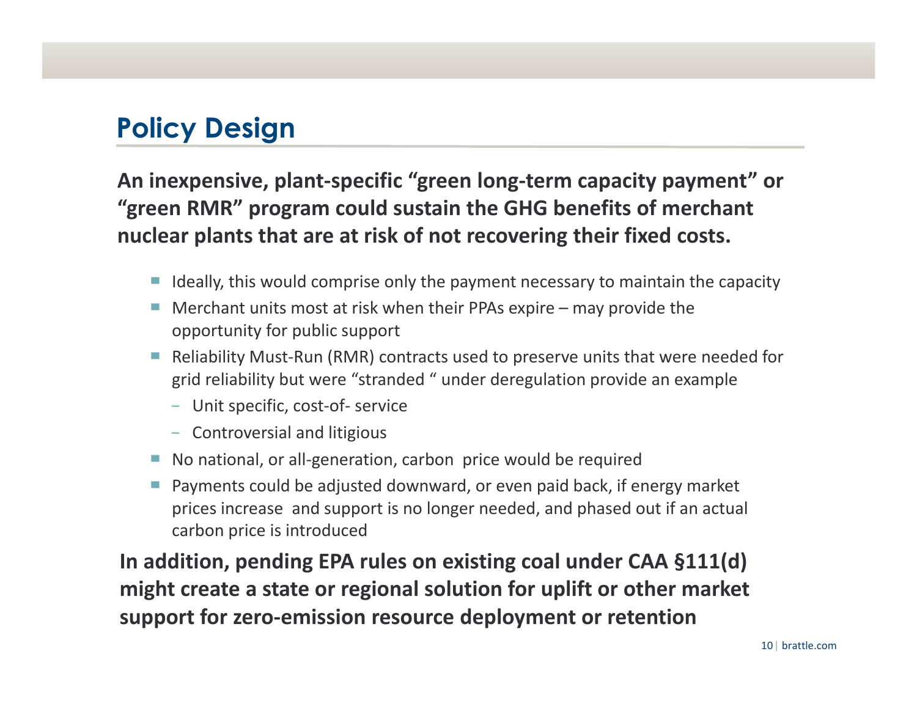## Policy Design

**An inexpensive, plant-specific “green long-term capacity payment” or “green RMR” program could sustain the GHG benefits of merchant nuclear plants that are at risk of not recovering their fixed costs.**

- Ideally, this would comprise only the payment necessary to maintain the capacity
- Merchant units most at risk when their PPAs expire – may provide the opportunity for public support
- Reliability Must-Run (RMR) contracts used to preserve units that were needed for grid reliability but were “stranded “ under deregulation provide an example
  - Unit specific, cost-of- service
  - Controversial and litigious
- No national, or all-generation, carbon price would be required
- Payments could be adjusted downward, or even paid back, if energy market prices increase and support is no longer needed, and phased out if an actual carbon price is introduced

**In addition, pending EPA rules on existing coal under CAA §111(d) might create a state or regional solution for uplift or other market support for zero-emission resource deployment or retention**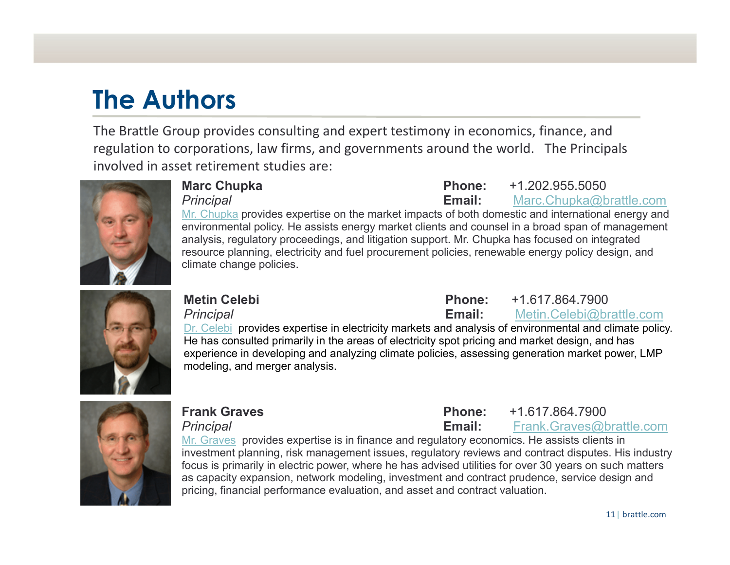# The Authors

The Brattle Group provides consulting and expert testimony in economics, finance, and regulation to corporations, law firms, and governments around the world. The Principals involved in asset retirement studies are:

**Marc Chupka**
*Principal*
**Phone:** +1.202.955.5050
**Email:** Marc.Chupka@brattle.com

Mr. Chupka provides expertise on the market impacts of both domestic and international energy and environmental policy. He assists energy market clients and counsel in a broad span of management analysis, regulatory proceedings, and litigation support. Mr. Chupka has focused on integrated resource planning, electricity and fuel procurement policies, renewable energy policy design, and climate change policies.

**Metin Celebi**
*Principal*
**Phone:** +1.617.864.7900
**Email:** Metin.Celebi@brattle.com

Dr. Celebi provides expertise in electricity markets and analysis of environmental and climate policy. He has consulted primarily in the areas of electricity spot pricing and market design, and has experience in developing and analyzing climate policies, assessing generation market power, LMP modeling, and merger analysis.

**Frank Graves**
*Principal*
**Phone:** +1.617.864.7900
**Email:** Frank.Graves@brattle.com

Mr. Graves provides expertise is in finance and regulatory economics. He assists clients in investment planning, risk management issues, regulatory reviews and contract disputes. His industry focus is primarily in electric power, where he has advised utilities for over 30 years on such matters as capacity expansion, network modeling, investment and contract prudence, service design and pricing, financial performance evaluation, and asset and contract valuation.